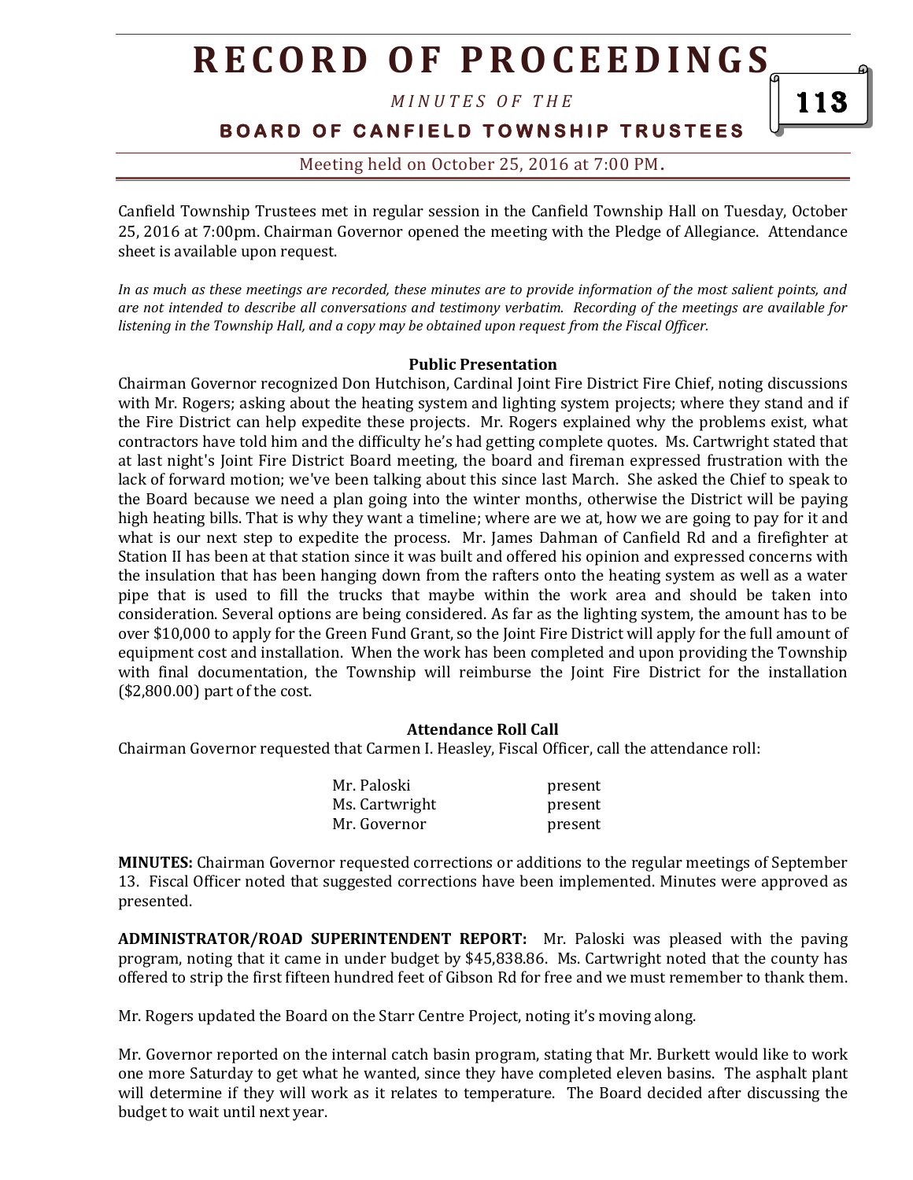# RECORD OF PROCEEDINGS

*MINUTES OF THE*

**BOARD OF CANFIELD TOWNSHIP TRUSTEES**

Meeting held on October 25, 2016 at 7:00 PM.

Canfield Township Trustees met in regular session in the Canfield Township Hall on Tuesday, October 25, 2016 at 7:00pm. Chairman Governor opened the meeting with the Pledge of Allegiance. Attendance sheet is available upon request.

*In as much as these meetings are recorded, these minutes are to provide information of the most salient points, and are not intended to describe all conversations and testimony verbatim. Recording of the meetings are available for listening in the Township Hall, and a copy may be obtained upon request from the Fiscal Officer.*

**Public Presentation**

Chairman Governor recognized Don Hutchison, Cardinal Joint Fire District Fire Chief, noting discussions with Mr. Rogers; asking about the heating system and lighting system projects; where they stand and if the Fire District can help expedite these projects. Mr. Rogers explained why the problems exist, what contractors have told him and the difficulty he's had getting complete quotes. Ms. Cartwright stated that at last night's Joint Fire District Board meeting, the board and fireman expressed frustration with the lack of forward motion; we've been talking about this since last March. She asked the Chief to speak to the Board because we need a plan going into the winter months, otherwise the District will be paying high heating bills. That is why they want a timeline; where are we at, how we are going to pay for it and what is our next step to expedite the process. Mr. James Dahman of Canfield Rd and a firefighter at Station II has been at that station since it was built and offered his opinion and expressed concerns with the insulation that has been hanging down from the rafters onto the heating system as well as a water pipe that is used to fill the trucks that maybe within the work area and should be taken into consideration. Several options are being considered. As far as the lighting system, the amount has to be over $10,000 to apply for the Green Fund Grant, so the Joint Fire District will apply for the full amount of equipment cost and installation. When the work has been completed and upon providing the Township with final documentation, the Township will reimburse the Joint Fire District for the installation ($2,800.00) part of the cost.

**Attendance Roll Call**

Chairman Governor requested that Carmen I. Heasley, Fiscal Officer, call the attendance roll:

| | |
|---|---|
| Mr. Paloski | present |
| Ms. Cartwright | present |
| Mr. Governor | present |

**MINUTES:** Chairman Governor requested corrections or additions to the regular meetings of September 13. Fiscal Officer noted that suggested corrections have been implemented. Minutes were approved as presented.

**ADMINISTRATOR/ROAD SUPERINTENDENT REPORT:** Mr. Paloski was pleased with the paving program, noting that it came in under budget by $45,838.86. Ms. Cartwright noted that the county has offered to strip the first fifteen hundred feet of Gibson Rd for free and we must remember to thank them.

Mr. Rogers updated the Board on the Starr Centre Project, noting it's moving along.

Mr. Governor reported on the internal catch basin program, stating that Mr. Burkett would like to work one more Saturday to get what he wanted, since they have completed eleven basins. The asphalt plant will determine if they will work as it relates to temperature. The Board decided after discussing the budget to wait until next year.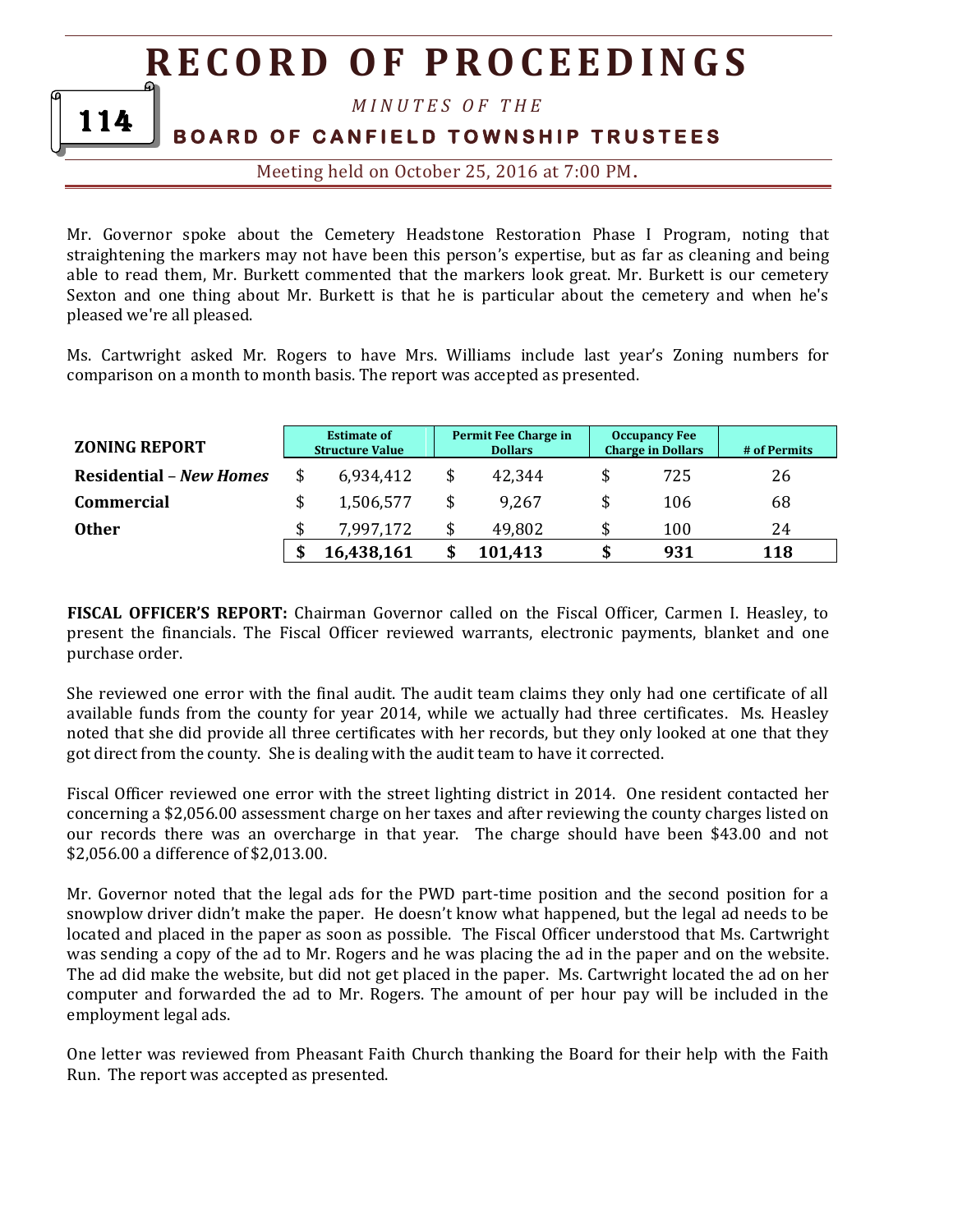Mr. Governor spoke about the Cemetery Headstone Restoration Phase I Program, noting that straightening the markers may not have been this person's expertise, but as far as cleaning and being able to read them, Mr. Burkett commented that the markers look great. Mr. Burkett is our cemetery Sexton and one thing about Mr. Burkett is that he is particular about the cemetery and when he's pleased we're all pleased.

Ms. Cartwright asked Mr. Rogers to have Mrs. Williams include last year's Zoning numbers for comparison on a month to month basis. The report was accepted as presented.

| **ZONING REPORT** | Estimate of Structure Value | Permit Fee Charge in Dollars | Occupancy Fee Charge in Dollars | # of Permits |
|---|---|---|---|---|
| **Residential** – ***New Homes*** | $ 6,934,412 | $ 42,344 | $ 725 | 26 |
| **Commercial** | $ 1,506,577 | $ 9,267 | $ 106 | 68 |
| **Other** | $ 7,997,172 | $ 49,802 | $ 100 | 24 |
| | **$ 16,438,161** | **$ 101,413** | **$ 931** | **118** |

**FISCAL OFFICER'S REPORT:** Chairman Governor called on the Fiscal Officer, Carmen I. Heasley, to present the financials. The Fiscal Officer reviewed warrants, electronic payments, blanket and one purchase order.

She reviewed one error with the final audit. The audit team claims they only had one certificate of all available funds from the county for year 2014, while we actually had three certificates. Ms. Heasley noted that she did provide all three certificates with her records, but they only looked at one that they got direct from the county. She is dealing with the audit team to have it corrected.

Fiscal Officer reviewed one error with the street lighting district in 2014. One resident contacted her concerning a $2,056.00 assessment charge on her taxes and after reviewing the county charges listed on our records there was an overcharge in that year. The charge should have been $43.00 and not $2,056.00 a difference of $2,013.00.

Mr. Governor noted that the legal ads for the PWD part-time position and the second position for a snowplow driver didn't make the paper. He doesn't know what happened, but the legal ad needs to be located and placed in the paper as soon as possible. The Fiscal Officer understood that Ms. Cartwright was sending a copy of the ad to Mr. Rogers and he was placing the ad in the paper and on the website. The ad did make the website, but did not get placed in the paper. Ms. Cartwright located the ad on her computer and forwarded the ad to Mr. Rogers. The amount of per hour pay will be included in the employment legal ads.

One letter was reviewed from Pheasant Faith Church thanking the Board for their help with the Faith Run. The report was accepted as presented.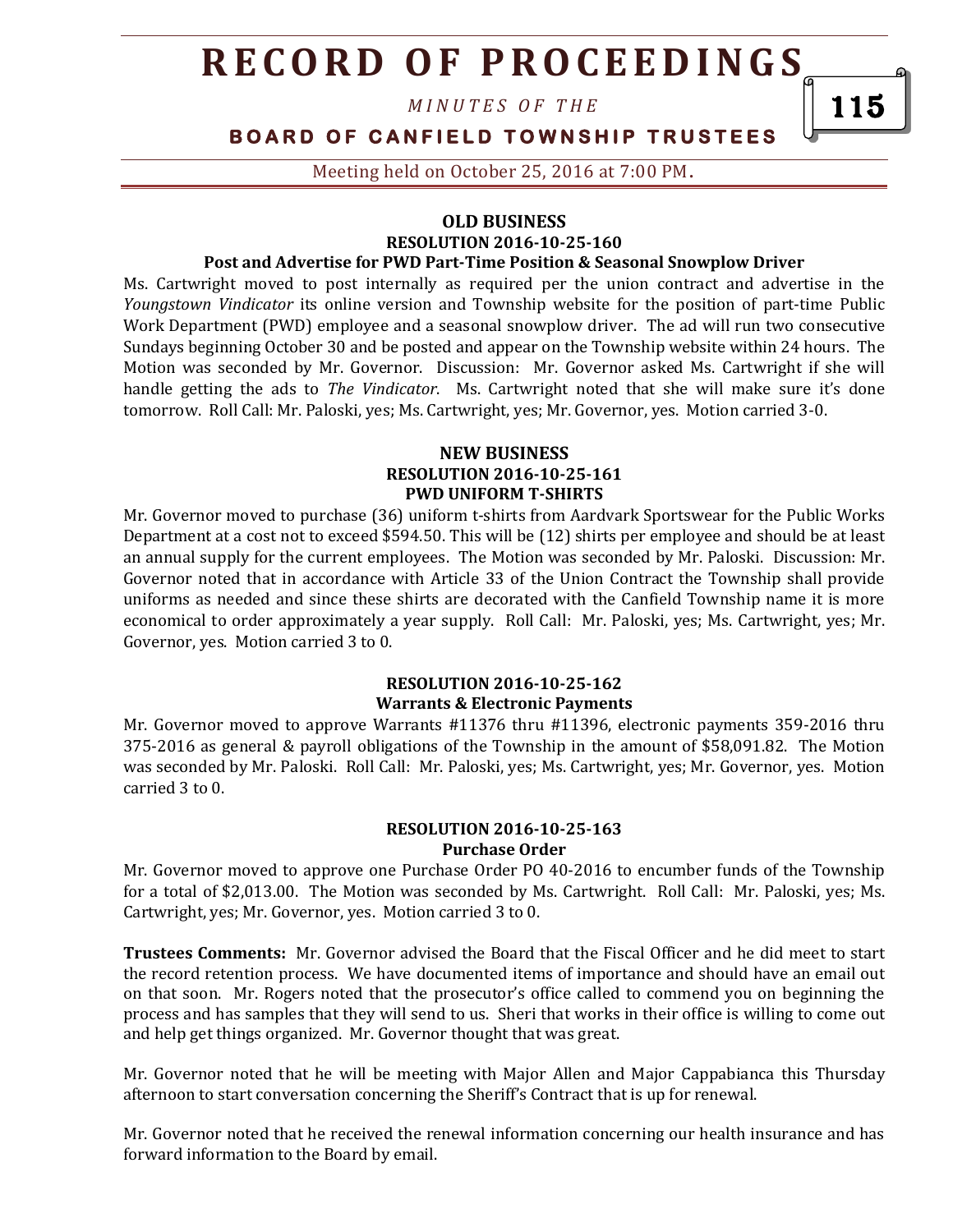### OLD BUSINESS

#### RESOLUTION 2016-10-25-160

**Post and Advertise for PWD Part-Time Position & Seasonal Snowplow Driver**

Ms. Cartwright moved to post internally as required per the union contract and advertise in the *Youngstown Vindicator* its online version and Township website for the position of part-time Public Work Department (PWD) employee and a seasonal snowplow driver. The ad will run two consecutive Sundays beginning October 30 and be posted and appear on the Township website within 24 hours. The Motion was seconded by Mr. Governor. Discussion: Mr. Governor asked Ms. Cartwright if she will handle getting the ads to *The Vindicator*. Ms. Cartwright noted that she will make sure it's done tomorrow. Roll Call: Mr. Paloski, yes; Ms. Cartwright, yes; Mr. Governor, yes. Motion carried 3-0.

### NEW BUSINESS

#### RESOLUTION 2016-10-25-161

**PWD UNIFORM T-SHIRTS**

Mr. Governor moved to purchase (36) uniform t-shirts from Aardvark Sportswear for the Public Works Department at a cost not to exceed $594.50. This will be (12) shirts per employee and should be at least an annual supply for the current employees. The Motion was seconded by Mr. Paloski. Discussion: Mr. Governor noted that in accordance with Article 33 of the Union Contract the Township shall provide uniforms as needed and since these shirts are decorated with the Canfield Township name it is more economical to order approximately a year supply. Roll Call: Mr. Paloski, yes; Ms. Cartwright, yes; Mr. Governor, yes. Motion carried 3 to 0.

#### RESOLUTION 2016-10-25-162

**Warrants & Electronic Payments**

Mr. Governor moved to approve Warrants #11376 thru #11396, electronic payments 359-2016 thru 375-2016 as general & payroll obligations of the Township in the amount of $58,091.82. The Motion was seconded by Mr. Paloski. Roll Call: Mr. Paloski, yes; Ms. Cartwright, yes; Mr. Governor, yes. Motion carried 3 to 0.

#### RESOLUTION 2016-10-25-163

**Purchase Order**

Mr. Governor moved to approve one Purchase Order PO 40-2016 to encumber funds of the Township for a total of $2,013.00. The Motion was seconded by Ms. Cartwright. Roll Call: Mr. Paloski, yes; Ms. Cartwright, yes; Mr. Governor, yes. Motion carried 3 to 0.

**Trustees Comments:** Mr. Governor advised the Board that the Fiscal Officer and he did meet to start the record retention process. We have documented items of importance and should have an email out on that soon. Mr. Rogers noted that the prosecutor's office called to commend you on beginning the process and has samples that they will send to us. Sheri that works in their office is willing to come out and help get things organized. Mr. Governor thought that was great.

Mr. Governor noted that he will be meeting with Major Allen and Major Cappabianca this Thursday afternoon to start conversation concerning the Sheriff's Contract that is up for renewal.

Mr. Governor noted that he received the renewal information concerning our health insurance and has forward information to the Board by email.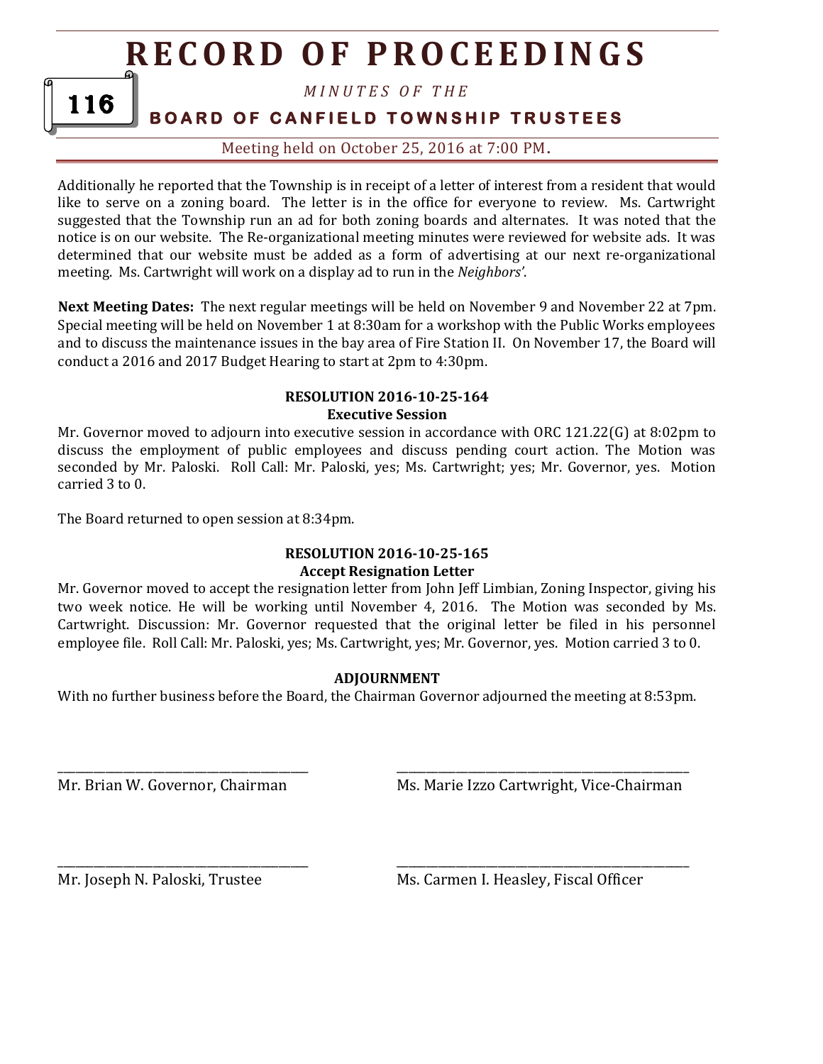Additionally he reported that the Township is in receipt of a letter of interest from a resident that would like to serve on a zoning board. The letter is in the office for everyone to review. Ms. Cartwright suggested that the Township run an ad for both zoning boards and alternates. It was noted that the notice is on our website. The Re-organizational meeting minutes were reviewed for website ads. It was determined that our website must be added as a form of advertising at our next re-organizational meeting. Ms. Cartwright will work on a display ad to run in the *Neighbors'*.

**Next Meeting Dates:** The next regular meetings will be held on November 9 and November 22 at 7pm. Special meeting will be held on November 1 at 8:30am for a workshop with the Public Works employees and to discuss the maintenance issues in the bay area of Fire Station II. On November 17, the Board will conduct a 2016 and 2017 Budget Hearing to start at 2pm to 4:30pm.

**RESOLUTION 2016-10-25-164**
**Executive Session**

Mr. Governor moved to adjourn into executive session in accordance with ORC 121.22(G) at 8:02pm to discuss the employment of public employees and discuss pending court action. The Motion was seconded by Mr. Paloski. Roll Call: Mr. Paloski, yes; Ms. Cartwright; yes; Mr. Governor, yes. Motion carried 3 to 0.

The Board returned to open session at 8:34pm.

**RESOLUTION 2016-10-25-165**
**Accept Resignation Letter**

Mr. Governor moved to accept the resignation letter from John Jeff Limbian, Zoning Inspector, giving his two week notice. He will be working until November 4, 2016. The Motion was seconded by Ms. Cartwright. Discussion: Mr. Governor requested that the original letter be filed in his personnel employee file. Roll Call: Mr. Paloski, yes; Ms. Cartwright, yes; Mr. Governor, yes. Motion carried 3 to 0.

**ADJOURNMENT**

With no further business before the Board, the Chairman Governor adjourned the meeting at 8:53pm.

\_\_\_\_\_\_\_\_\_\_\_\_\_\_\_\_\_\_\_\_\_\_\_\_\_\_\_\_\_\_\_\_\_\_\_\_
Mr. Brian W. Governor, Chairman

\_\_\_\_\_\_\_\_\_\_\_\_\_\_\_\_\_\_\_\_\_\_\_\_\_\_\_\_\_\_\_\_\_\_\_\_
Ms. Marie Izzo Cartwright, Vice-Chairman

\_\_\_\_\_\_\_\_\_\_\_\_\_\_\_\_\_\_\_\_\_\_\_\_\_\_\_\_\_\_\_\_\_\_\_\_
Mr. Joseph N. Paloski, Trustee

\_\_\_\_\_\_\_\_\_\_\_\_\_\_\_\_\_\_\_\_\_\_\_\_\_\_\_\_\_\_\_\_\_\_\_\_
Ms. Carmen I. Heasley, Fiscal Officer